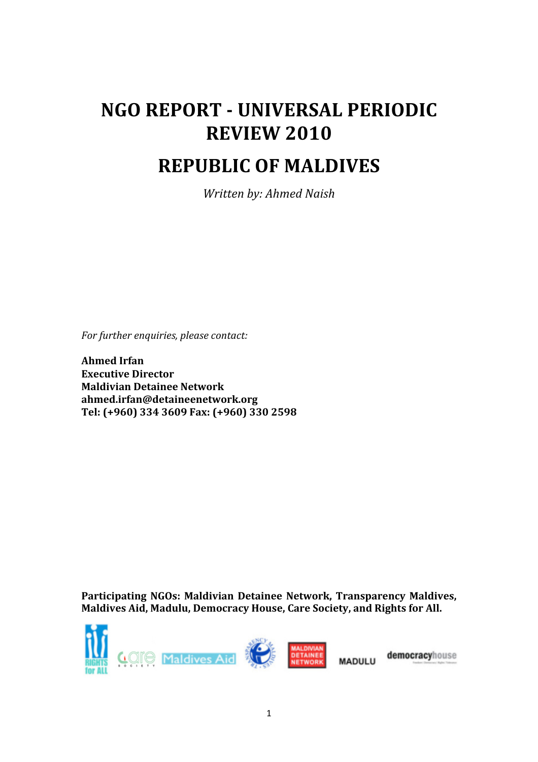# NGO REPORT - UNIVERSAL PERIODIC REVIEW 2010

# REPUBLIC OF MALDIVES

*Written by: Ahmed Naish*

*For further enquiries, please contact:*

**Ahmed Irfan**
**Executive Director**
**Maldivian Detainee Network**
**ahmed.irfan@detaineenetwork.org**
**Tel: (+960) 334 3609 Fax: (+960) 330 2598**

**Participating NGOs: Maldivian Detainee Network, Transparency Maldives, Maldives Aid, Madulu, Democracy House, Care Society, and Rights for All.**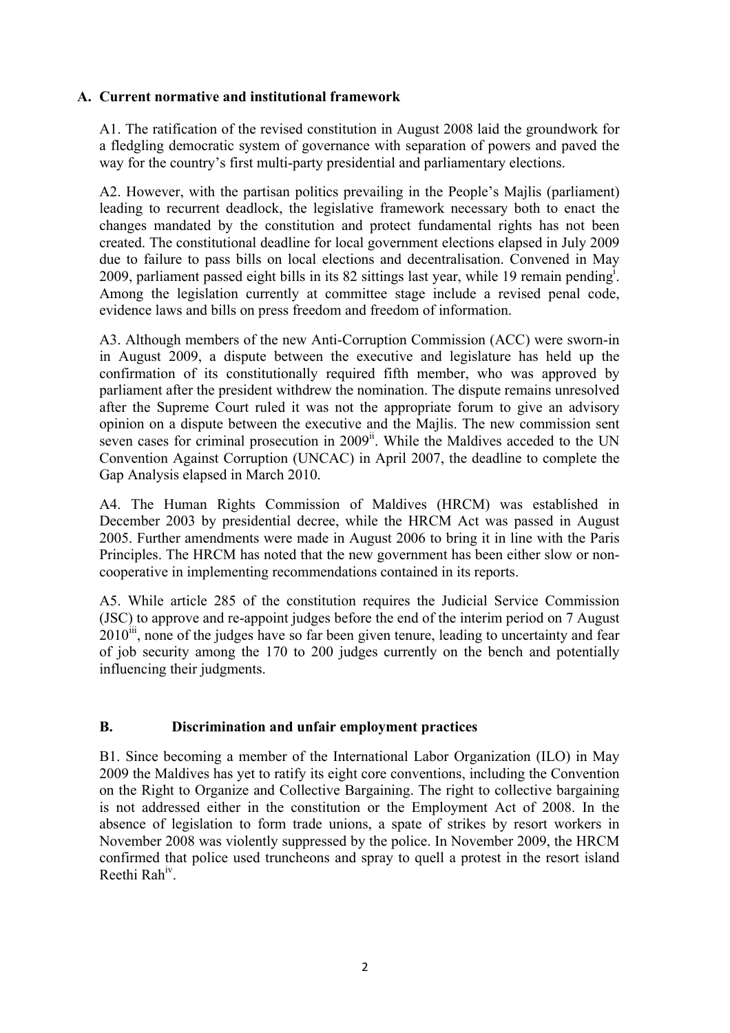## A. Current normative and institutional framework

A1. The ratification of the revised constitution in August 2008 laid the groundwork for a fledgling democratic system of governance with separation of powers and paved the way for the country's first multi-party presidential and parliamentary elections.

A2. However, with the partisan politics prevailing in the People's Majlis (parliament) leading to recurrent deadlock, the legislative framework necessary both to enact the changes mandated by the constitution and protect fundamental rights has not been created. The constitutional deadline for local government elections elapsed in July 2009 due to failure to pass bills on local elections and decentralisation. Convened in May 2009, parliament passed eight bills in its 82 sittings last year, while 19 remain pending[i]. Among the legislation currently at committee stage include a revised penal code, evidence laws and bills on press freedom and freedom of information.

A3. Although members of the new Anti-Corruption Commission (ACC) were sworn-in in August 2009, a dispute between the executive and legislature has held up the confirmation of its constitutionally required fifth member, who was approved by parliament after the president withdrew the nomination. The dispute remains unresolved after the Supreme Court ruled it was not the appropriate forum to give an advisory opinion on a dispute between the executive and the Majlis. The new commission sent seven cases for criminal prosecution in 2009[ii]. While the Maldives acceded to the UN Convention Against Corruption (UNCAC) in April 2007, the deadline to complete the Gap Analysis elapsed in March 2010.

A4. The Human Rights Commission of Maldives (HRCM) was established in December 2003 by presidential decree, while the HRCM Act was passed in August 2005. Further amendments were made in August 2006 to bring it in line with the Paris Principles. The HRCM has noted that the new government has been either slow or non-cooperative in implementing recommendations contained in its reports.

A5. While article 285 of the constitution requires the Judicial Service Commission (JSC) to approve and re-appoint judges before the end of the interim period on 7 August 2010[iii], none of the judges have so far been given tenure, leading to uncertainty and fear of job security among the 170 to 200 judges currently on the bench and potentially influencing their judgments.

## B. Discrimination and unfair employment practices

B1. Since becoming a member of the International Labor Organization (ILO) in May 2009 the Maldives has yet to ratify its eight core conventions, including the Convention on the Right to Organize and Collective Bargaining. The right to collective bargaining is not addressed either in the constitution or the Employment Act of 2008. In the absence of legislation to form trade unions, a spate of strikes by resort workers in November 2008 was violently suppressed by the police. In November 2009, the HRCM confirmed that police used truncheons and spray to quell a protest in the resort island Reethi Rah[iv].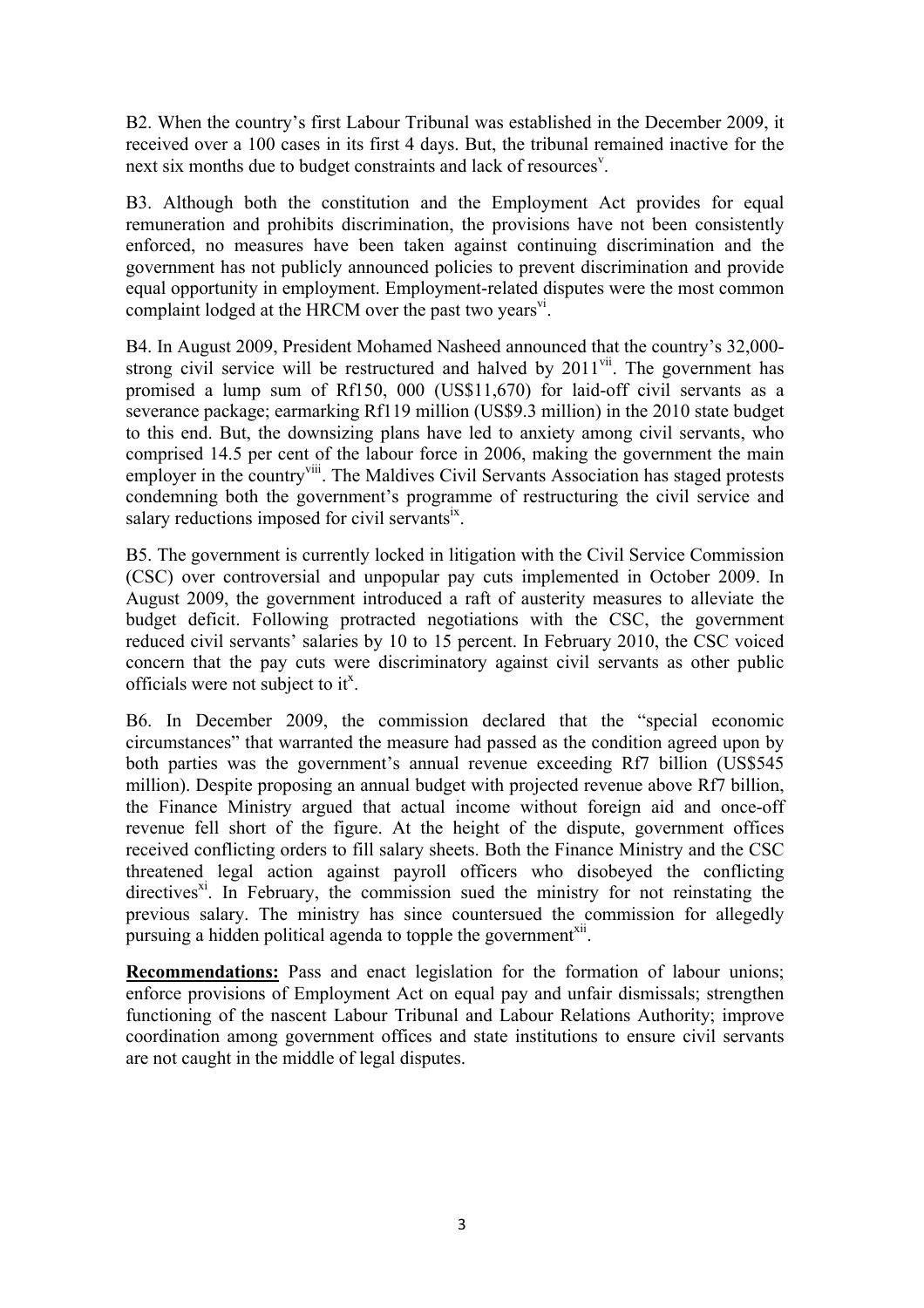B2. When the country's first Labour Tribunal was established in the December 2009, it received over a 100 cases in its first 4 days. But, the tribunal remained inactive for the next six months due to budget constraints and lack of resources[v].

B3. Although both the constitution and the Employment Act provides for equal remuneration and prohibits discrimination, the provisions have not been consistently enforced, no measures have been taken against continuing discrimination and the government has not publicly announced policies to prevent discrimination and provide equal opportunity in employment. Employment-related disputes were the most common complaint lodged at the HRCM over the past two years[vi].

B4. In August 2009, President Mohamed Nasheed announced that the country's 32,000-strong civil service will be restructured and halved by 2011[vii]. The government has promised a lump sum of Rf150, 000 (US$11,670) for laid-off civil servants as a severance package; earmarking Rf119 million (US$9.3 million) in the 2010 state budget to this end. But, the downsizing plans have led to anxiety among civil servants, who comprised 14.5 per cent of the labour force in 2006, making the government the main employer in the country[viii]. The Maldives Civil Servants Association has staged protests condemning both the government's programme of restructuring the civil service and salary reductions imposed for civil servants[ix].

B5. The government is currently locked in litigation with the Civil Service Commission (CSC) over controversial and unpopular pay cuts implemented in October 2009. In August 2009, the government introduced a raft of austerity measures to alleviate the budget deficit. Following protracted negotiations with the CSC, the government reduced civil servants' salaries by 10 to 15 percent. In February 2010, the CSC voiced concern that the pay cuts were discriminatory against civil servants as other public officials were not subject to it[x].

B6. In December 2009, the commission declared that the "special economic circumstances" that warranted the measure had passed as the condition agreed upon by both parties was the government's annual revenue exceeding Rf7 billion (US$545 million). Despite proposing an annual budget with projected revenue above Rf7 billion, the Finance Ministry argued that actual income without foreign aid and once-off revenue fell short of the figure. At the height of the dispute, government offices received conflicting orders to fill salary sheets. Both the Finance Ministry and the CSC threatened legal action against payroll officers who disobeyed the conflicting directives[xi]. In February, the commission sued the ministry for not reinstating the previous salary. The ministry has since countersued the commission for allegedly pursuing a hidden political agenda to topple the government[xii].

**Recommendations:** Pass and enact legislation for the formation of labour unions; enforce provisions of Employment Act on equal pay and unfair dismissals; strengthen functioning of the nascent Labour Tribunal and Labour Relations Authority; improve coordination among government offices and state institutions to ensure civil servants are not caught in the middle of legal disputes.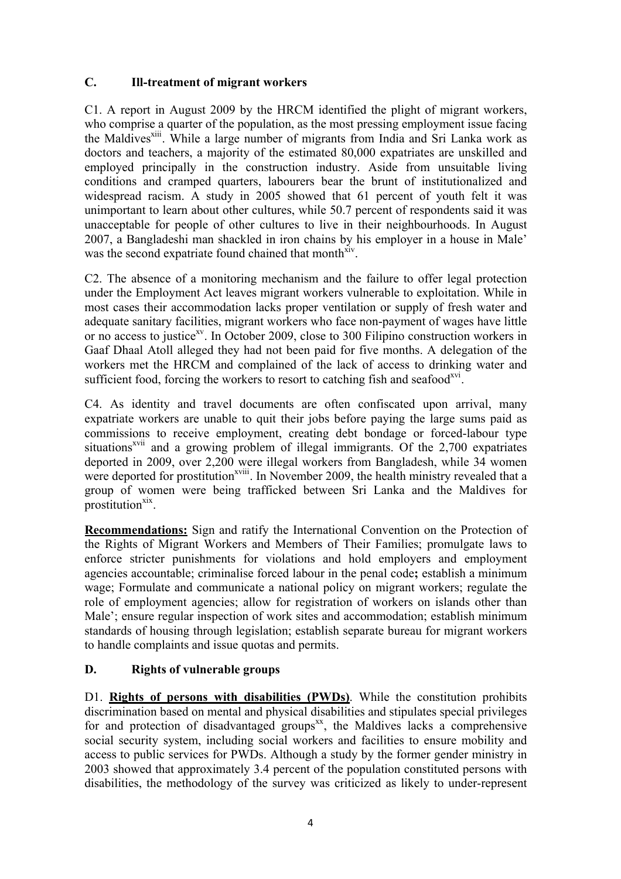## C. Ill-treatment of migrant workers

C1. A report in August 2009 by the HRCM identified the plight of migrant workers, who comprise a quarter of the population, as the most pressing employment issue facing the Maldives[xiii]. While a large number of migrants from India and Sri Lanka work as doctors and teachers, a majority of the estimated 80,000 expatriates are unskilled and employed principally in the construction industry. Aside from unsuitable living conditions and cramped quarters, labourers bear the brunt of institutionalized and widespread racism. A study in 2005 showed that 61 percent of youth felt it was unimportant to learn about other cultures, while 50.7 percent of respondents said it was unacceptable for people of other cultures to live in their neighbourhoods. In August 2007, a Bangladeshi man shackled in iron chains by his employer in a house in Male' was the second expatriate found chained that month[xiv].

C2. The absence of a monitoring mechanism and the failure to offer legal protection under the Employment Act leaves migrant workers vulnerable to exploitation. While in most cases their accommodation lacks proper ventilation or supply of fresh water and adequate sanitary facilities, migrant workers who face non-payment of wages have little or no access to justice[xv]. In October 2009, close to 300 Filipino construction workers in Gaaf Dhaal Atoll alleged they had not been paid for five months. A delegation of the workers met the HRCM and complained of the lack of access to drinking water and sufficient food, forcing the workers to resort to catching fish and seafood[xvi].

C4. As identity and travel documents are often confiscated upon arrival, many expatriate workers are unable to quit their jobs before paying the large sums paid as commissions to receive employment, creating debt bondage or forced-labour type situations[xvii] and a growing problem of illegal immigrants. Of the 2,700 expatriates deported in 2009, over 2,200 were illegal workers from Bangladesh, while 34 women were deported for prostitution[xviii]. In November 2009, the health ministry revealed that a group of women were being trafficked between Sri Lanka and the Maldives for prostitution[xix].

**Recommendations:** Sign and ratify the International Convention on the Protection of the Rights of Migrant Workers and Members of Their Families; promulgate laws to enforce stricter punishments for violations and hold employers and employment agencies accountable; criminalise forced labour in the penal code**;** establish a minimum wage; Formulate and communicate a national policy on migrant workers; regulate the role of employment agencies; allow for registration of workers on islands other than Male'; ensure regular inspection of work sites and accommodation; establish minimum standards of housing through legislation; establish separate bureau for migrant workers to handle complaints and issue quotas and permits.

## D. Rights of vulnerable groups

D1. **Rights of persons with disabilities (PWDs)**. While the constitution prohibits discrimination based on mental and physical disabilities and stipulates special privileges for and protection of disadvantaged groups[xx], the Maldives lacks a comprehensive social security system, including social workers and facilities to ensure mobility and access to public services for PWDs. Although a study by the former gender ministry in 2003 showed that approximately 3.4 percent of the population constituted persons with disabilities, the methodology of the survey was criticized as likely to under-represent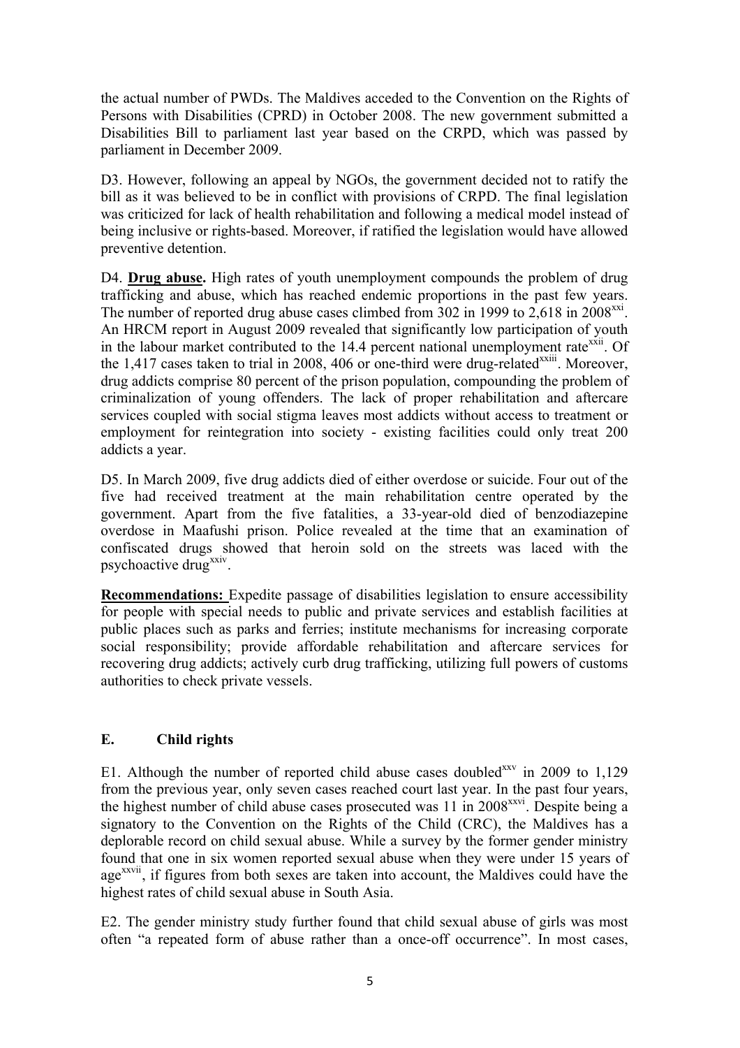the actual number of PWDs. The Maldives acceded to the Convention on the Rights of Persons with Disabilities (CPRD) in October 2008. The new government submitted a Disabilities Bill to parliament last year based on the CRPD, which was passed by parliament in December 2009.

D3. However, following an appeal by NGOs, the government decided not to ratify the bill as it was believed to be in conflict with provisions of CRPD. The final legislation was criticized for lack of health rehabilitation and following a medical model instead of being inclusive or rights-based. Moreover, if ratified the legislation would have allowed preventive detention.

D4. **Drug abuse.** High rates of youth unemployment compounds the problem of drug trafficking and abuse, which has reached endemic proportions in the past few years. The number of reported drug abuse cases climbed from 302 in 1999 to 2,618 in 2008[xxi]. An HRCM report in August 2009 revealed that significantly low participation of youth in the labour market contributed to the 14.4 percent national unemployment rate[xxii]. Of the 1,417 cases taken to trial in 2008, 406 or one-third were drug-related[xxiii]. Moreover, drug addicts comprise 80 percent of the prison population, compounding the problem of criminalization of young offenders. The lack of proper rehabilitation and aftercare services coupled with social stigma leaves most addicts without access to treatment or employment for reintegration into society - existing facilities could only treat 200 addicts a year.

D5. In March 2009, five drug addicts died of either overdose or suicide. Four out of the five had received treatment at the main rehabilitation centre operated by the government. Apart from the five fatalities, a 33-year-old died of benzodiazepine overdose in Maafushi prison. Police revealed at the time that an examination of confiscated drugs showed that heroin sold on the streets was laced with the psychoactive drug[xxiv].

**Recommendations:** Expedite passage of disabilities legislation to ensure accessibility for people with special needs to public and private services and establish facilities at public places such as parks and ferries; institute mechanisms for increasing corporate social responsibility; provide affordable rehabilitation and aftercare services for recovering drug addicts; actively curb drug trafficking, utilizing full powers of customs authorities to check private vessels.

## E. Child rights

E1. Although the number of reported child abuse cases doubled[xxv] in 2009 to 1,129 from the previous year, only seven cases reached court last year. In the past four years, the highest number of child abuse cases prosecuted was 11 in 2008[xxvi]. Despite being a signatory to the Convention on the Rights of the Child (CRC), the Maldives has a deplorable record on child sexual abuse. While a survey by the former gender ministry found that one in six women reported sexual abuse when they were under 15 years of age[xxvii], if figures from both sexes are taken into account, the Maldives could have the highest rates of child sexual abuse in South Asia.

E2. The gender ministry study further found that child sexual abuse of girls was most often "a repeated form of abuse rather than a once-off occurrence". In most cases,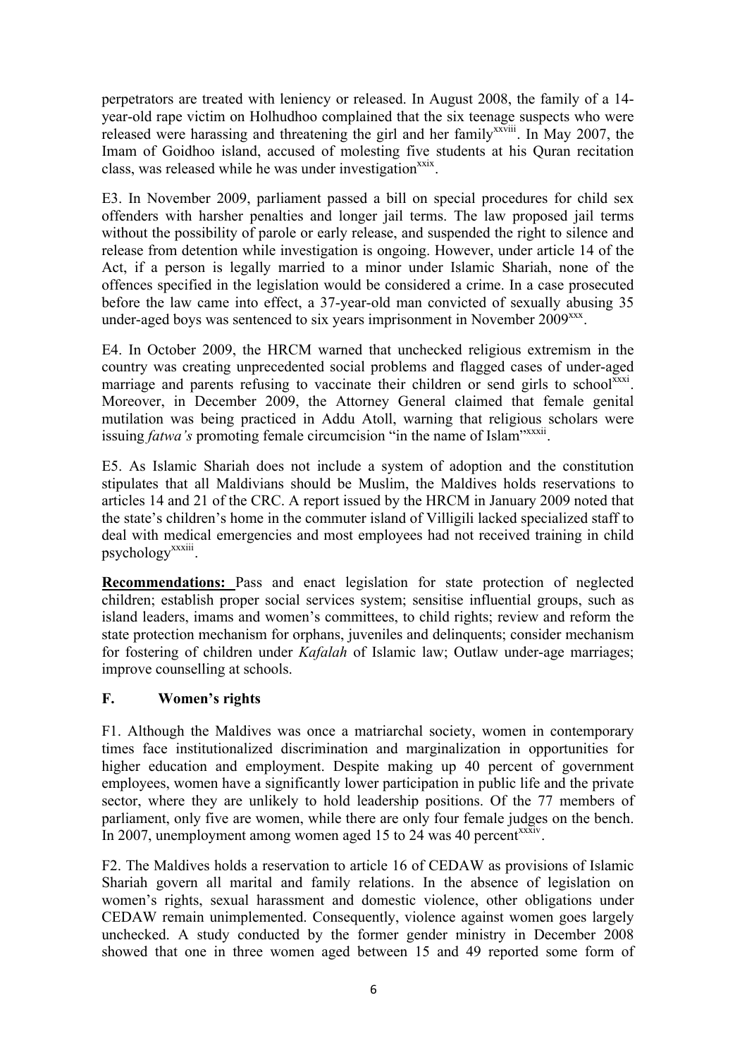perpetrators are treated with leniency or released. In August 2008, the family of a 14-year-old rape victim on Holhudhoo complained that the six teenage suspects who were released were harassing and threatening the girl and her family[xxviii]. In May 2007, the Imam of Goidhoo island, accused of molesting five students at his Quran recitation class, was released while he was under investigation[xxix].

E3. In November 2009, parliament passed a bill on special procedures for child sex offenders with harsher penalties and longer jail terms. The law proposed jail terms without the possibility of parole or early release, and suspended the right to silence and release from detention while investigation is ongoing. However, under article 14 of the Act, if a person is legally married to a minor under Islamic Shariah, none of the offences specified in the legislation would be considered a crime. In a case prosecuted before the law came into effect, a 37-year-old man convicted of sexually abusing 35 under-aged boys was sentenced to six years imprisonment in November 2009[xxx].

E4. In October 2009, the HRCM warned that unchecked religious extremism in the country was creating unprecedented social problems and flagged cases of under-aged marriage and parents refusing to vaccinate their children or send girls to school[xxxi]. Moreover, in December 2009, the Attorney General claimed that female genital mutilation was being practiced in Addu Atoll, warning that religious scholars were issuing *fatwa's* promoting female circumcision "in the name of Islam"[xxxii].

E5. As Islamic Shariah does not include a system of adoption and the constitution stipulates that all Maldivians should be Muslim, the Maldives holds reservations to articles 14 and 21 of the CRC. A report issued by the HRCM in January 2009 noted that the state's children's home in the commuter island of Villigili lacked specialized staff to deal with medical emergencies and most employees had not received training in child psychology[xxxiii].

**Recommendations:** Pass and enact legislation for state protection of neglected children; establish proper social services system; sensitise influential groups, such as island leaders, imams and women's committees, to child rights; review and reform the state protection mechanism for orphans, juveniles and delinquents; consider mechanism for fostering of children under *Kafalah* of Islamic law; Outlaw under-age marriages; improve counselling at schools.

### F. Women's rights

F1. Although the Maldives was once a matriarchal society, women in contemporary times face institutionalized discrimination and marginalization in opportunities for higher education and employment. Despite making up 40 percent of government employees, women have a significantly lower participation in public life and the private sector, where they are unlikely to hold leadership positions. Of the 77 members of parliament, only five are women, while there are only four female judges on the bench. In 2007, unemployment among women aged 15 to 24 was 40 percent[xxxiv].

F2. The Maldives holds a reservation to article 16 of CEDAW as provisions of Islamic Shariah govern all marital and family relations. In the absence of legislation on women's rights, sexual harassment and domestic violence, other obligations under CEDAW remain unimplemented. Consequently, violence against women goes largely unchecked. A study conducted by the former gender ministry in December 2008 showed that one in three women aged between 15 and 49 reported some form of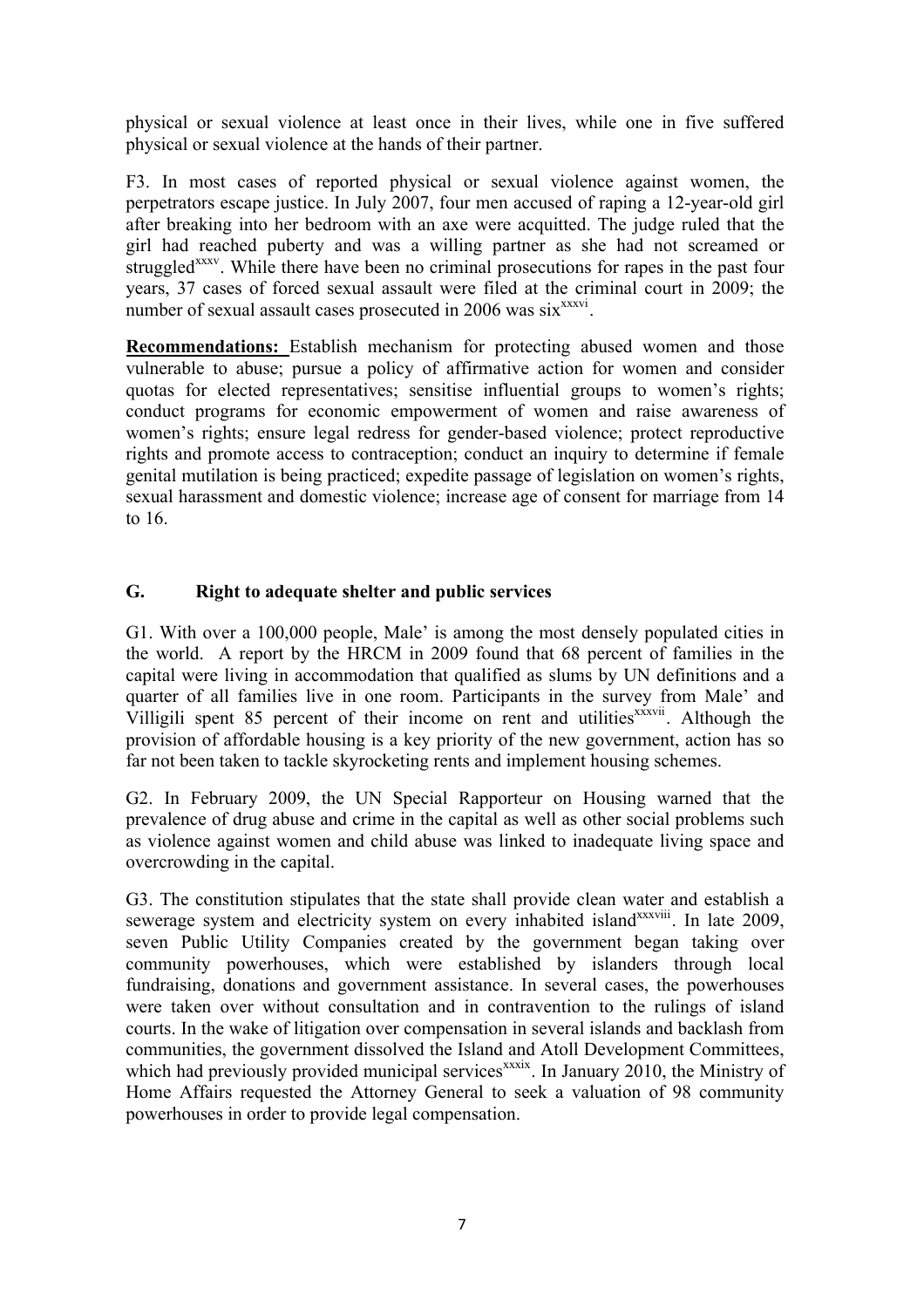physical or sexual violence at least once in their lives, while one in five suffered physical or sexual violence at the hands of their partner.

F3. In most cases of reported physical or sexual violence against women, the perpetrators escape justice. In July 2007, four men accused of raping a 12-year-old girl after breaking into her bedroom with an axe were acquitted. The judge ruled that the girl had reached puberty and was a willing partner as she had not screamed or struggled[xxxv]. While there have been no criminal prosecutions for rapes in the past four years, 37 cases of forced sexual assault were filed at the criminal court in 2009; the number of sexual assault cases prosecuted in 2006 was six[xxxvi].

**Recommendations:** Establish mechanism for protecting abused women and those vulnerable to abuse; pursue a policy of affirmative action for women and consider quotas for elected representatives; sensitise influential groups to women's rights; conduct programs for economic empowerment of women and raise awareness of women's rights; ensure legal redress for gender-based violence; protect reproductive rights and promote access to contraception; conduct an inquiry to determine if female genital mutilation is being practiced; expedite passage of legislation on women's rights, sexual harassment and domestic violence; increase age of consent for marriage from 14 to 16.

## G. Right to adequate shelter and public services

G1. With over a 100,000 people, Male' is among the most densely populated cities in the world. A report by the HRCM in 2009 found that 68 percent of families in the capital were living in accommodation that qualified as slums by UN definitions and a quarter of all families live in one room. Participants in the survey from Male' and Villigili spent 85 percent of their income on rent and utilities[xxxvii]. Although the provision of affordable housing is a key priority of the new government, action has so far not been taken to tackle skyrocketing rents and implement housing schemes.

G2. In February 2009, the UN Special Rapporteur on Housing warned that the prevalence of drug abuse and crime in the capital as well as other social problems such as violence against women and child abuse was linked to inadequate living space and overcrowding in the capital.

G3. The constitution stipulates that the state shall provide clean water and establish a sewerage system and electricity system on every inhabited island[xxxviii]. In late 2009, seven Public Utility Companies created by the government began taking over community powerhouses, which were established by islanders through local fundraising, donations and government assistance. In several cases, the powerhouses were taken over without consultation and in contravention to the rulings of island courts. In the wake of litigation over compensation in several islands and backlash from communities, the government dissolved the Island and Atoll Development Committees, which had previously provided municipal services[xxxix]. In January 2010, the Ministry of Home Affairs requested the Attorney General to seek a valuation of 98 community powerhouses in order to provide legal compensation.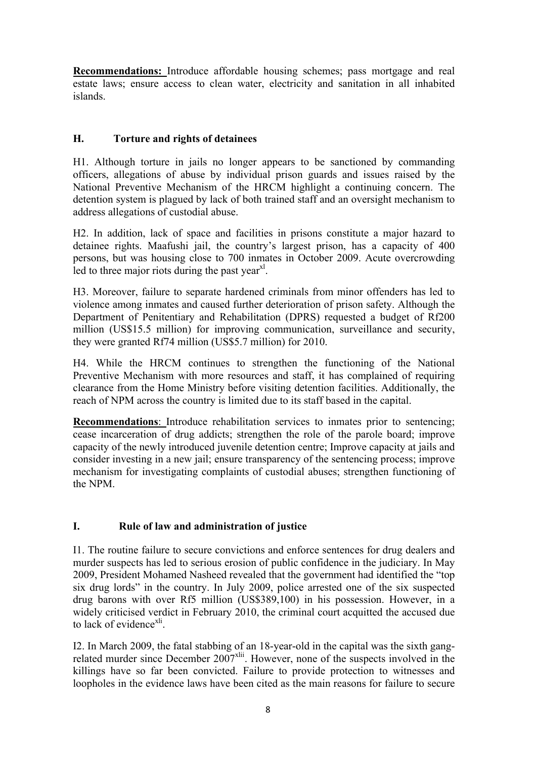**Recommendations:** Introduce affordable housing schemes; pass mortgage and real estate laws; ensure access to clean water, electricity and sanitation in all inhabited islands.

## H. Torture and rights of detainees

H1. Although torture in jails no longer appears to be sanctioned by commanding officers, allegations of abuse by individual prison guards and issues raised by the National Preventive Mechanism of the HRCM highlight a continuing concern. The detention system is plagued by lack of both trained staff and an oversight mechanism to address allegations of custodial abuse.

H2. In addition, lack of space and facilities in prisons constitute a major hazard to detainee rights. Maafushi jail, the country's largest prison, has a capacity of 400 persons, but was housing close to 700 inmates in October 2009. Acute overcrowding led to three major riots during the past year[xl].

H3. Moreover, failure to separate hardened criminals from minor offenders has led to violence among inmates and caused further deterioration of prison safety. Although the Department of Penitentiary and Rehabilitation (DPRS) requested a budget of Rf200 million (US$15.5 million) for improving communication, surveillance and security, they were granted Rf74 million (US$5.7 million) for 2010.

H4. While the HRCM continues to strengthen the functioning of the National Preventive Mechanism with more resources and staff, it has complained of requiring clearance from the Home Ministry before visiting detention facilities. Additionally, the reach of NPM across the country is limited due to its staff based in the capital.

**Recommendations**: Introduce rehabilitation services to inmates prior to sentencing; cease incarceration of drug addicts; strengthen the role of the parole board; improve capacity of the newly introduced juvenile detention centre; Improve capacity at jails and consider investing in a new jail; ensure transparency of the sentencing process; improve mechanism for investigating complaints of custodial abuses; strengthen functioning of the NPM.

## I. Rule of law and administration of justice

I1. The routine failure to secure convictions and enforce sentences for drug dealers and murder suspects has led to serious erosion of public confidence in the judiciary. In May 2009, President Mohamed Nasheed revealed that the government had identified the "top six drug lords" in the country. In July 2009, police arrested one of the six suspected drug barons with over Rf5 million (US$389,100) in his possession. However, in a widely criticised verdict in February 2010, the criminal court acquitted the accused due to lack of evidence[xli].

I2. In March 2009, the fatal stabbing of an 18-year-old in the capital was the sixth gang-related murder since December 2007[xlii]. However, none of the suspects involved in the killings have so far been convicted. Failure to provide protection to witnesses and loopholes in the evidence laws have been cited as the main reasons for failure to secure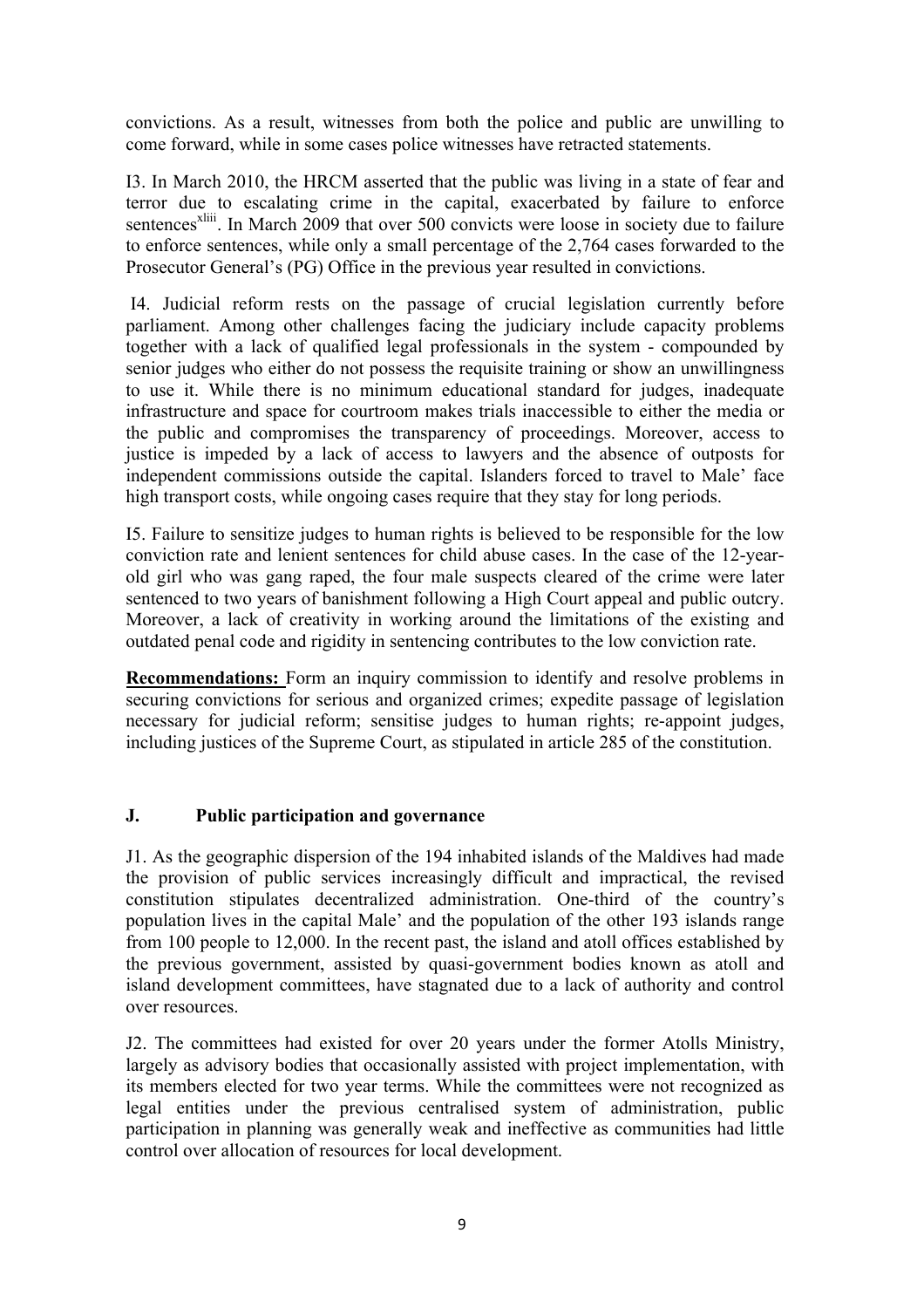convictions. As a result, witnesses from both the police and public are unwilling to come forward, while in some cases police witnesses have retracted statements.

I3. In March 2010, the HRCM asserted that the public was living in a state of fear and terror due to escalating crime in the capital, exacerbated by failure to enforce sentences[xliii]. In March 2009 that over 500 convicts were loose in society due to failure to enforce sentences, while only a small percentage of the 2,764 cases forwarded to the Prosecutor General's (PG) Office in the previous year resulted in convictions.

I4. Judicial reform rests on the passage of crucial legislation currently before parliament. Among other challenges facing the judiciary include capacity problems together with a lack of qualified legal professionals in the system - compounded by senior judges who either do not possess the requisite training or show an unwillingness to use it. While there is no minimum educational standard for judges, inadequate infrastructure and space for courtroom makes trials inaccessible to either the media or the public and compromises the transparency of proceedings. Moreover, access to justice is impeded by a lack of access to lawyers and the absence of outposts for independent commissions outside the capital. Islanders forced to travel to Male' face high transport costs, while ongoing cases require that they stay for long periods.

I5. Failure to sensitize judges to human rights is believed to be responsible for the low conviction rate and lenient sentences for child abuse cases. In the case of the 12-year-old girl who was gang raped, the four male suspects cleared of the crime were later sentenced to two years of banishment following a High Court appeal and public outcry. Moreover, a lack of creativity in working around the limitations of the existing and outdated penal code and rigidity in sentencing contributes to the low conviction rate.

**Recommendations:** Form an inquiry commission to identify and resolve problems in securing convictions for serious and organized crimes; expedite passage of legislation necessary for judicial reform; sensitise judges to human rights; re-appoint judges, including justices of the Supreme Court, as stipulated in article 285 of the constitution.

## J. Public participation and governance

J1. As the geographic dispersion of the 194 inhabited islands of the Maldives had made the provision of public services increasingly difficult and impractical, the revised constitution stipulates decentralized administration. One-third of the country's population lives in the capital Male' and the population of the other 193 islands range from 100 people to 12,000. In the recent past, the island and atoll offices established by the previous government, assisted by quasi-government bodies known as atoll and island development committees, have stagnated due to a lack of authority and control over resources.

J2. The committees had existed for over 20 years under the former Atolls Ministry, largely as advisory bodies that occasionally assisted with project implementation, with its members elected for two year terms. While the committees were not recognized as legal entities under the previous centralised system of administration, public participation in planning was generally weak and ineffective as communities had little control over allocation of resources for local development.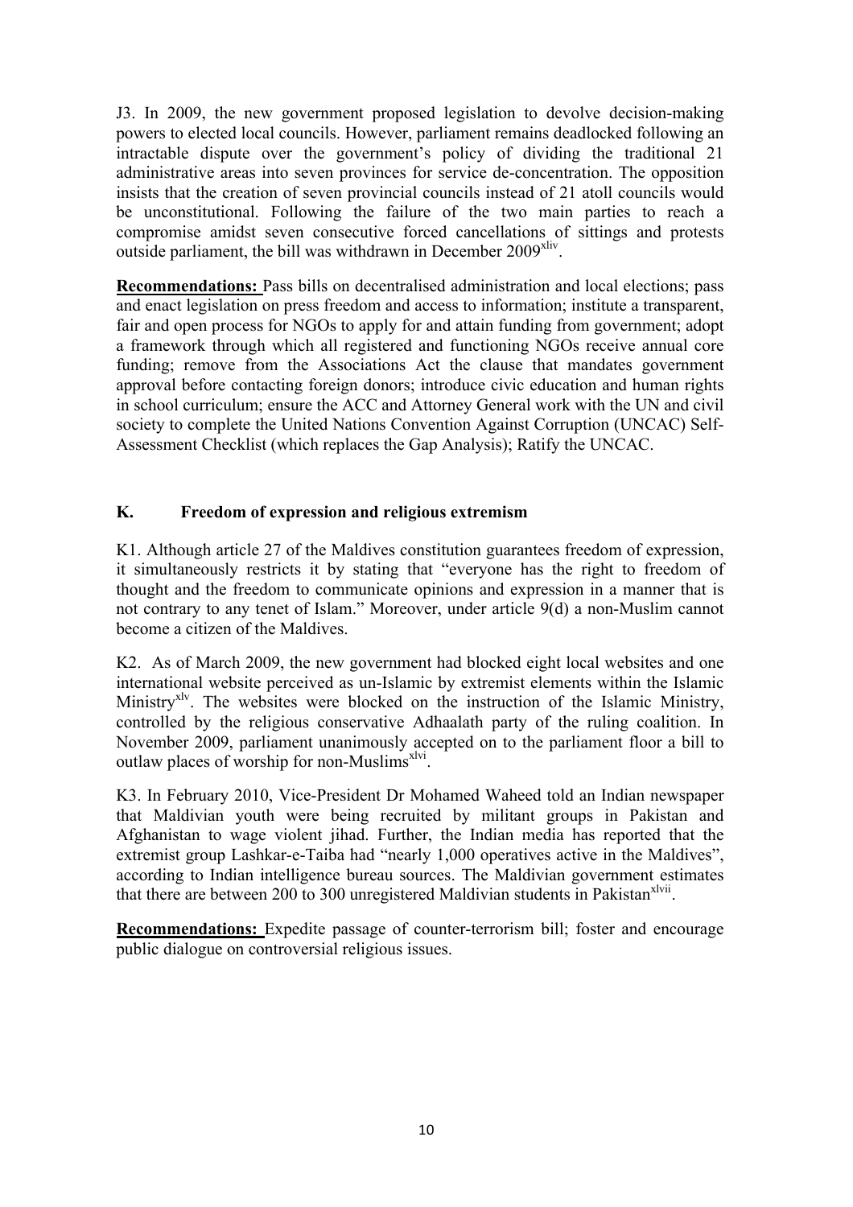J3. In 2009, the new government proposed legislation to devolve decision-making powers to elected local councils. However, parliament remains deadlocked following an intractable dispute over the government's policy of dividing the traditional 21 administrative areas into seven provinces for service de-concentration. The opposition insists that the creation of seven provincial councils instead of 21 atoll councils would be unconstitutional. Following the failure of the two main parties to reach a compromise amidst seven consecutive forced cancellations of sittings and protests outside parliament, the bill was withdrawn in December 2009[xliv].

**Recommendations:** Pass bills on decentralised administration and local elections; pass and enact legislation on press freedom and access to information; institute a transparent, fair and open process for NGOs to apply for and attain funding from government; adopt a framework through which all registered and functioning NGOs receive annual core funding; remove from the Associations Act the clause that mandates government approval before contacting foreign donors; introduce civic education and human rights in school curriculum; ensure the ACC and Attorney General work with the UN and civil society to complete the United Nations Convention Against Corruption (UNCAC) Self-Assessment Checklist (which replaces the Gap Analysis); Ratify the UNCAC.

## K. Freedom of expression and religious extremism

K1. Although article 27 of the Maldives constitution guarantees freedom of expression, it simultaneously restricts it by stating that "everyone has the right to freedom of thought and the freedom to communicate opinions and expression in a manner that is not contrary to any tenet of Islam." Moreover, under article 9(d) a non-Muslim cannot become a citizen of the Maldives.

K2. As of March 2009, the new government had blocked eight local websites and one international website perceived as un-Islamic by extremist elements within the Islamic Ministry[xlv]. The websites were blocked on the instruction of the Islamic Ministry, controlled by the religious conservative Adhaalath party of the ruling coalition. In November 2009, parliament unanimously accepted on to the parliament floor a bill to outlaw places of worship for non-Muslims[xlvi].

K3. In February 2010, Vice-President Dr Mohamed Waheed told an Indian newspaper that Maldivian youth were being recruited by militant groups in Pakistan and Afghanistan to wage violent jihad. Further, the Indian media has reported that the extremist group Lashkar-e-Taiba had "nearly 1,000 operatives active in the Maldives", according to Indian intelligence bureau sources. The Maldivian government estimates that there are between 200 to 300 unregistered Maldivian students in Pakistan[xlvii].

**Recommendations:** Expedite passage of counter-terrorism bill; foster and encourage public dialogue on controversial religious issues.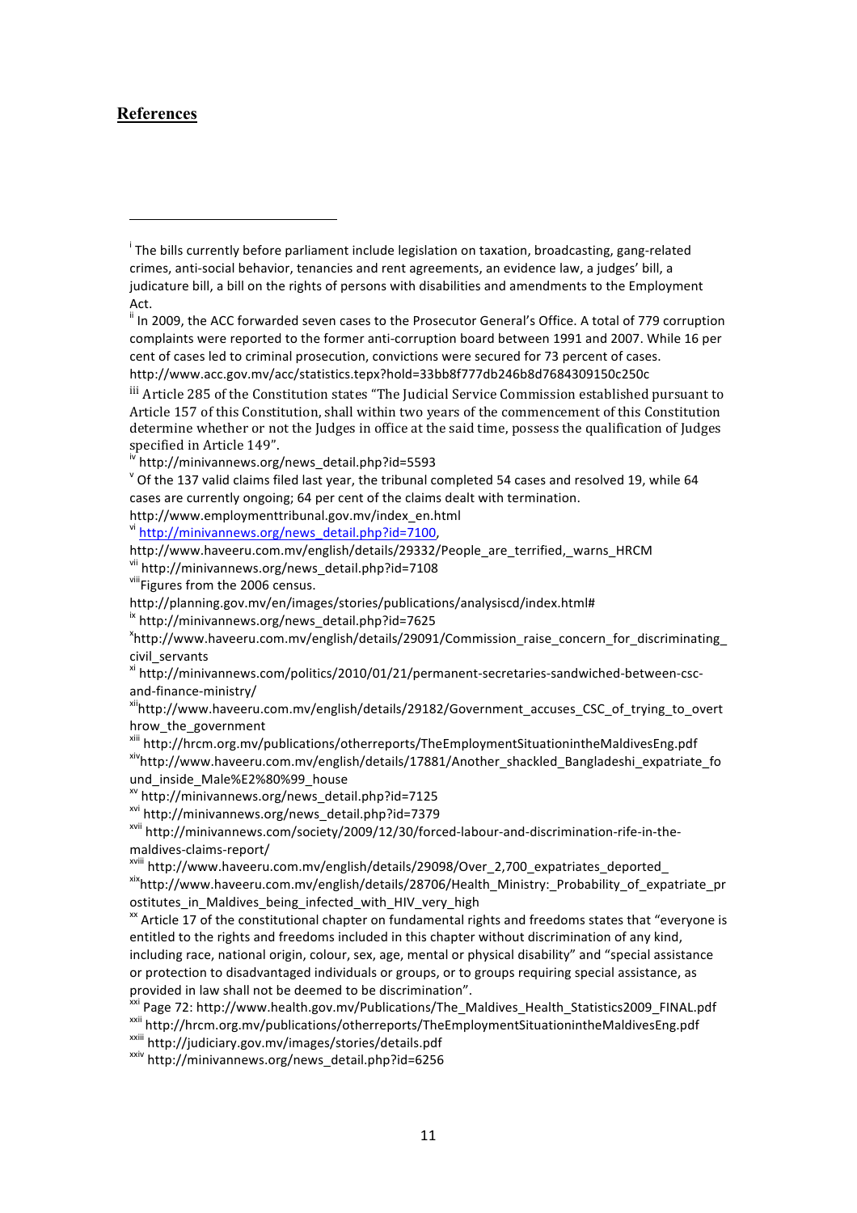## References

[i] The bills currently before parliament include legislation on taxation, broadcasting, gang-related crimes, anti-social behavior, tenancies and rent agreements, an evidence law, a judges' bill, a judicature bill, a bill on the rights of persons with disabilities and amendments to the Employment Act.

[ii] In 2009, the ACC forwarded seven cases to the Prosecutor General's Office. A total of 779 corruption complaints were reported to the former anti-corruption board between 1991 and 2007. While 16 per cent of cases led to criminal prosecution, convictions were secured for 73 percent of cases. http://www.acc.gov.mv/acc/statistics.tepx?hold=33bb8f777db246b8d7684309150c250c

[iii] Article 285 of the Constitution states "The Judicial Service Commission established pursuant to Article 157 of this Constitution, shall within two years of the commencement of this Constitution determine whether or not the Judges in office at the said time, possess the qualification of Judges specified in Article 149".

[iv] http://minivannews.org/news_detail.php?id=5593

[v] Of the 137 valid claims filed last year, the tribunal completed 54 cases and resolved 19, while 64 cases are currently ongoing; 64 per cent of the claims dealt with termination. http://www.employmenttribunal.gov.mv/index_en.html

[vi] http://minivannews.org/news_detail.php?id=7100, http://www.haveeru.com.mv/english/details/29332/People_are_terrified,_warns_HRCM

[vii] http://minivannews.org/news_detail.php?id=7108

[viii] Figures from the 2006 census. http://planning.gov.mv/en/images/stories/publications/analysiscd/index.html#

[ix] http://minivannews.org/news_detail.php?id=7625

[x] http://www.haveeru.com.mv/english/details/29091/Commission_raise_concern_for_discriminating_civil_servants

[xi] http://minivannews.com/politics/2010/01/21/permanent-secretaries-sandwiched-between-csc-and-finance-ministry/

[xii] http://www.haveeru.com.mv/english/details/29182/Government_accuses_CSC_of_trying_to_overthrow_the_government

[xiii] http://hrcm.org.mv/publications/otherreports/TheEmploymentSituationintheMaldivesEng.pdf

[xiv] http://www.haveeru.com.mv/english/details/17881/Another_shackled_Bangladeshi_expatriate_found_inside_Male%E2%80%99_house

[xv] http://minivannews.org/news_detail.php?id=7125

[xvi] http://minivannews.org/news_detail.php?id=7379

[xvii] http://minivannews.com/society/2009/12/30/forced-labour-and-discrimination-rife-in-the-maldives-claims-report/

[xviii] http://www.haveeru.com.mv/english/details/29098/Over_2,700_expatriates_deported_

[xix] http://www.haveeru.com.mv/english/details/28706/Health_Ministry:_Probability_of_expatriate_prostitutes_in_Maldives_being_infected_with_HIV_very_high

[xx] Article 17 of the constitutional chapter on fundamental rights and freedoms states that "everyone is entitled to the rights and freedoms included in this chapter without discrimination of any kind, including race, national origin, colour, sex, age, mental or physical disability" and "special assistance or protection to disadvantaged individuals or groups, or to groups requiring special assistance, as provided in law shall not be deemed to be discrimination".

[xxi] Page 72: http://www.health.gov.mv/Publications/The_Maldives_Health_Statistics2009_FINAL.pdf

[xxii] http://hrcm.org.mv/publications/otherreports/TheEmploymentSituationintheMaldivesEng.pdf

[xxiii] http://judiciary.gov.mv/images/stories/details.pdf

[xxiv] http://minivannews.org/news_detail.php?id=6256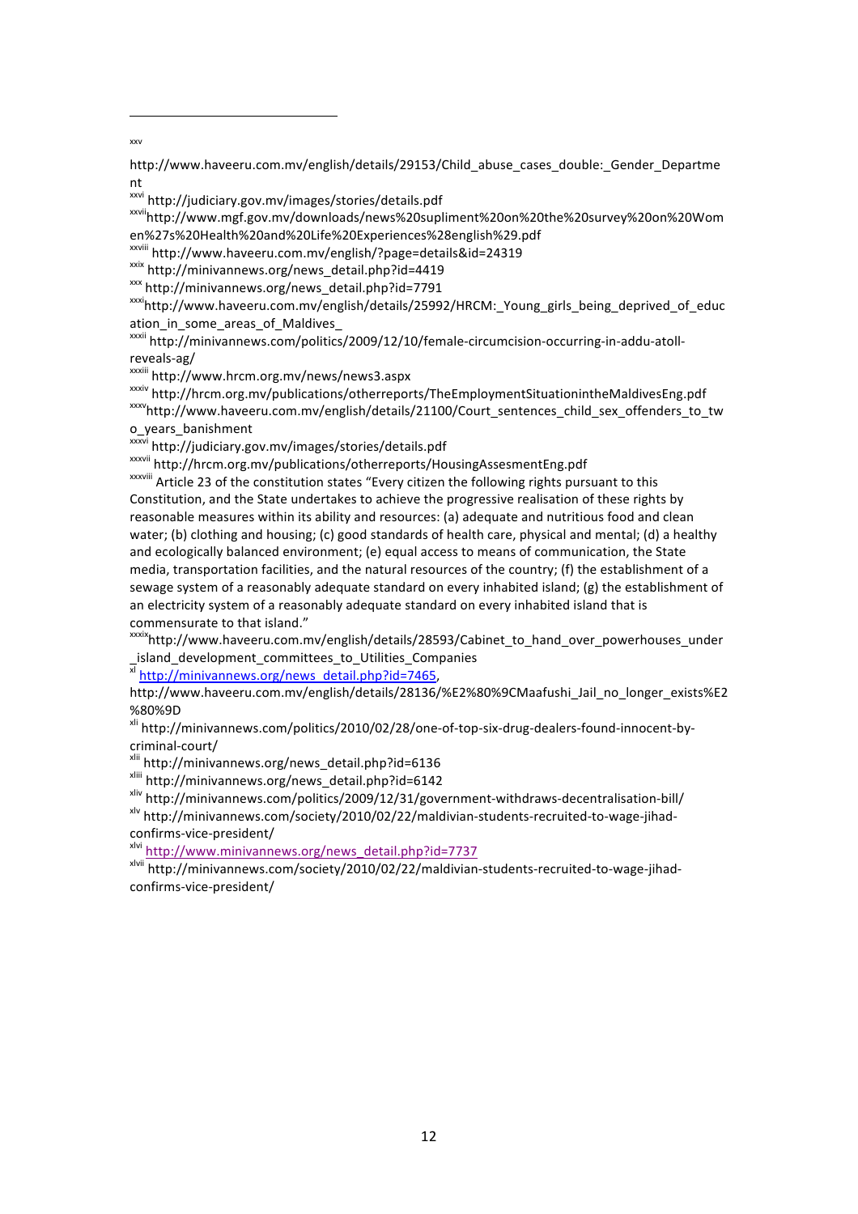---

[xxv] http://www.haveeru.com.mv/english/details/29153/Child_abuse_cases_double:_Gender_Department

[xxvi] http://judiciary.gov.mv/images/stories/details.pdf

[xxvii] http://www.mgf.gov.mv/downloads/news%20supliment%20on%20the%20survey%20on%20Women%27s%20Health%20and%20Life%20Experiences%28english%29.pdf

[xxviii] http://www.haveeru.com.mv/english/?page=details&id=24319

[xxix] http://minivannews.org/news_detail.php?id=4419

[xxx] http://minivannews.org/news_detail.php?id=7791

[xxxi] http://www.haveeru.com.mv/english/details/25992/HRCM:_Young_girls_being_deprived_of_education_in_some_areas_of_Maldives_

[xxxii] http://minivannews.com/politics/2009/12/10/female-circumcision-occurring-in-addu-atoll-reveals-ag/

[xxxiii] http://www.hrcm.org.mv/news/news3.aspx

[xxxiv] http://hrcm.org.mv/publications/otherreports/TheEmploymentSituationintheMaldivesEng.pdf

[xxxv] http://www.haveeru.com.mv/english/details/21100/Court_sentences_child_sex_offenders_to_two_years_banishment

[xxxvi] http://judiciary.gov.mv/images/stories/details.pdf

[xxxvii] http://hrcm.org.mv/publications/otherreports/HousingAssesmentEng.pdf

[xxxviii] Article 23 of the constitution states "Every citizen the following rights pursuant to this Constitution, and the State undertakes to achieve the progressive realisation of these rights by reasonable measures within its ability and resources: (a) adequate and nutritious food and clean water; (b) clothing and housing; (c) good standards of health care, physical and mental; (d) a healthy and ecologically balanced environment; (e) equal access to means of communication, the State media, transportation facilities, and the natural resources of the country; (f) the establishment of a sewage system of a reasonably adequate standard on every inhabited island; (g) the establishment of an electricity system of a reasonably adequate standard on every inhabited island that is commensurate to that island."

[xxxix] http://www.haveeru.com.mv/english/details/28593/Cabinet_to_hand_over_powerhouses_under_island_development_committees_to_Utilities_Companies

[xl] http://minivannews.org/news_detail.php?id=7465, http://www.haveeru.com.mv/english/details/28136/%E2%80%9CMaafushi_Jail_no_longer_exists%E2%80%9D

[xli] http://minivannews.com/politics/2010/02/28/one-of-top-six-drug-dealers-found-innocent-by-criminal-court/

[xlii] http://minivannews.org/news_detail.php?id=6136

[xliii] http://minivannews.org/news_detail.php?id=6142

[xliv] http://minivannews.com/politics/2009/12/31/government-withdraws-decentralisation-bill/

[xlv] http://minivannews.com/society/2010/02/22/maldivian-students-recruited-to-wage-jihad-confirms-vice-president/

[xlvi] http://www.minivannews.org/news_detail.php?id=7737

[xlvii] http://minivannews.com/society/2010/02/22/maldivian-students-recruited-to-wage-jihad-confirms-vice-president/